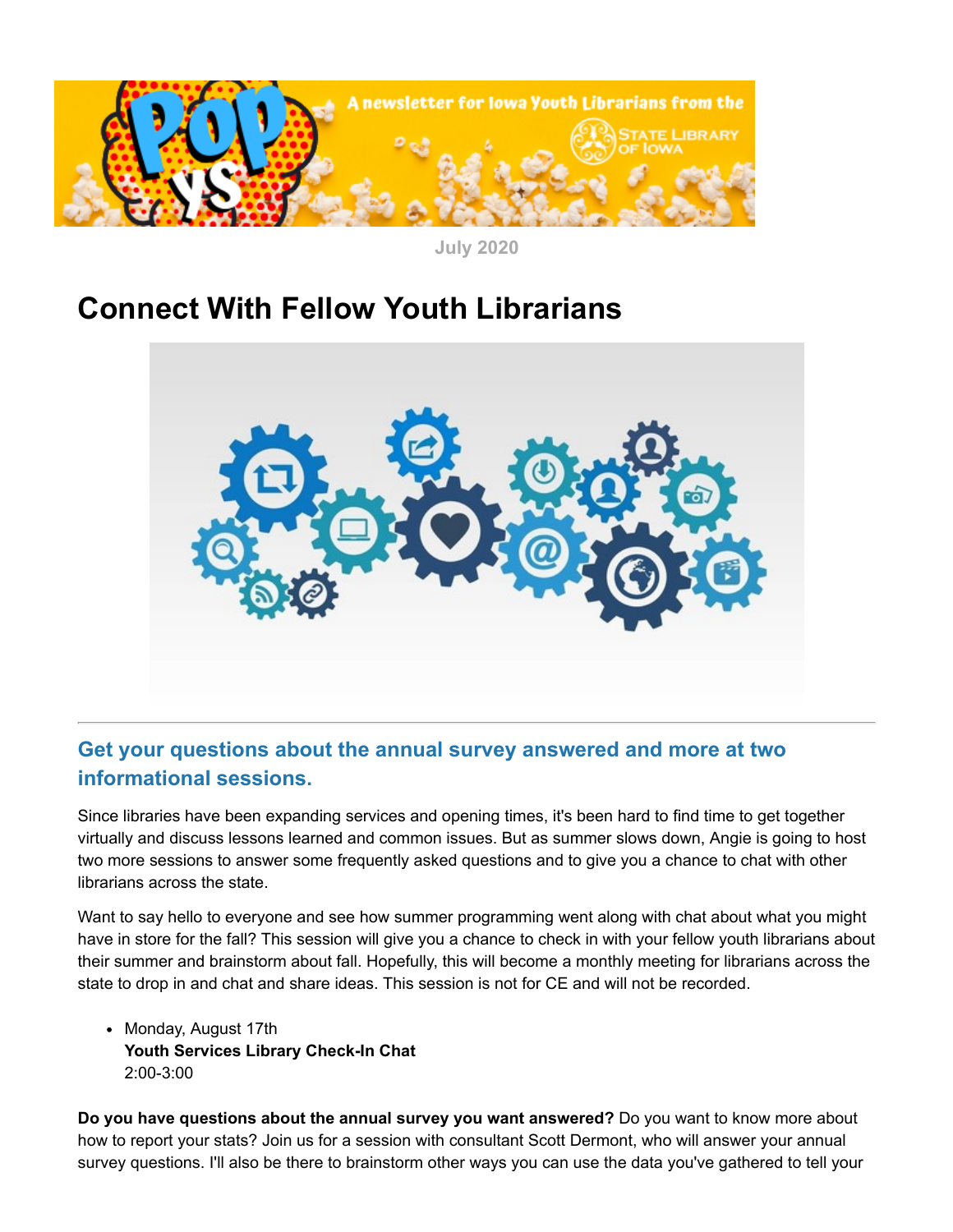A newsletter for Iowa Youth Librarians from the State Library of Iowa

July 2020

# Connect With Fellow Youth Librarians

## Get your questions about the annual survey answered and more at two informational sessions.

Since libraries have been expanding services and opening times, it's been hard to find time to get together virtually and discuss lessons learned and common issues. But as summer slows down, Angie is going to host two more sessions to answer some frequently asked questions and to give you a chance to chat with other librarians across the state.

Want to say hello to everyone and see how summer programming went along with chat about what you might have in store for the fall? This session will give you a chance to check in with your fellow youth librarians about their summer and brainstorm about fall. Hopefully, this will become a monthly meeting for librarians across the state to drop in and chat and share ideas. This session is not for CE and will not be recorded.

- Monday, August 17th
  **Youth Services Library Check-In Chat**
  2:00-3:00

**Do you have questions about the annual survey you want answered?** Do you want to know more about how to report your stats? Join us for a session with consultant Scott Dermont, who will answer your annual survey questions. I'll also be there to brainstorm other ways you can use the data you've gathered to tell your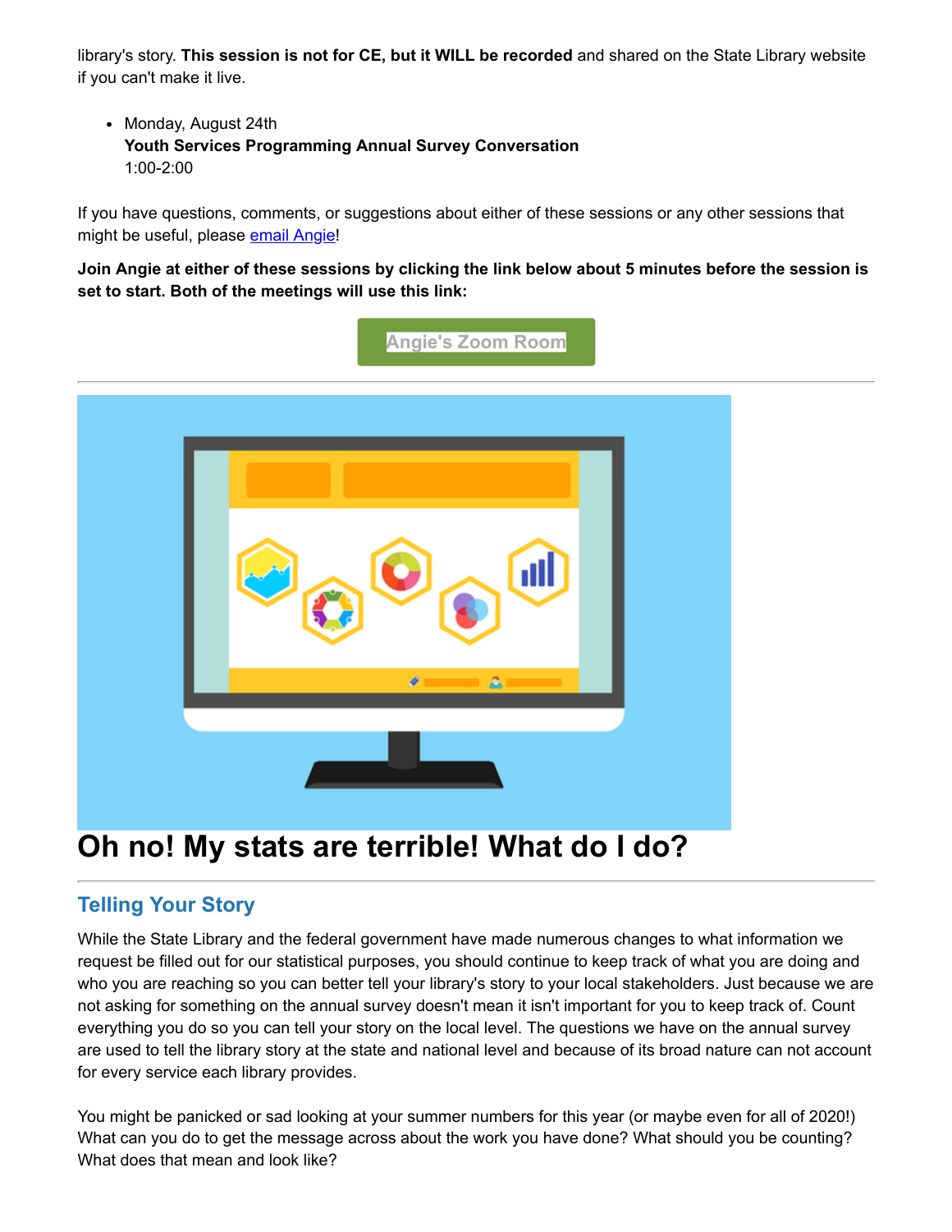library's story. **This session is not for CE, but it WILL be recorded** and shared on the State Library website if you can't make it live.

- Monday, August 24th
  **Youth Services Programming Annual Survey Conversation**
  1:00-2:00

If you have questions, comments, or suggestions about either of these sessions or any other sessions that might be useful, please email Angie!

**Join Angie at either of these sessions by clicking the link below about 5 minutes before the session is set to start. Both of the meetings will use this link:**

Angie's Zoom Room

---

# Oh no! My stats are terrible! What do I do?

---

## Telling Your Story

While the State Library and the federal government have made numerous changes to what information we request be filled out for our statistical purposes, you should continue to keep track of what you are doing and who you are reaching so you can better tell your library's story to your local stakeholders. Just because we are not asking for something on the annual survey doesn't mean it isn't important for you to keep track of. Count everything you do so you can tell your story on the local level. The questions we have on the annual survey are used to tell the library story at the state and national level and because of its broad nature can not account for every service each library provides.

You might be panicked or sad looking at your summer numbers for this year (or maybe even for all of 2020!) What can you do to get the message across about the work you have done? What should you be counting? What does that mean and look like?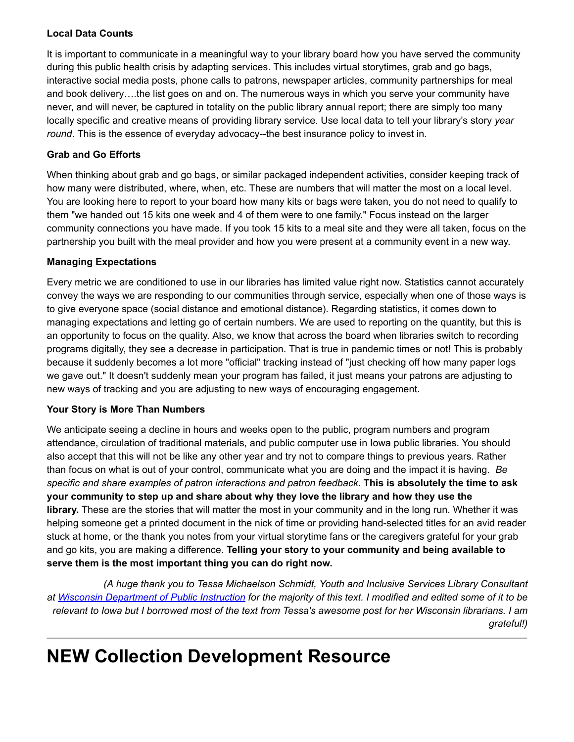**Local Data Counts**

It is important to communicate in a meaningful way to your library board how you have served the community during this public health crisis by adapting services. This includes virtual storytimes, grab and go bags, interactive social media posts, phone calls to patrons, newspaper articles, community partnerships for meal and book delivery….the list goes on and on. The numerous ways in which you serve your community have never, and will never, be captured in totality on the public library annual report; there are simply too many locally specific and creative means of providing library service. Use local data to tell your library's story *year round*. This is the essence of everyday advocacy--the best insurance policy to invest in.

**Grab and Go Efforts**

When thinking about grab and go bags, or similar packaged independent activities, consider keeping track of how many were distributed, where, when, etc. These are numbers that will matter the most on a local level. You are looking here to report to your board how many kits or bags were taken, you do not need to qualify to them "we handed out 15 kits one week and 4 of them were to one family." Focus instead on the larger community connections you have made. If you took 15 kits to a meal site and they were all taken, focus on the partnership you built with the meal provider and how you were present at a community event in a new way.

**Managing Expectations**

Every metric we are conditioned to use in our libraries has limited value right now. Statistics cannot accurately convey the ways we are responding to our communities through service, especially when one of those ways is to give everyone space (social distance and emotional distance). Regarding statistics, it comes down to managing expectations and letting go of certain numbers. We are used to reporting on the quantity, but this is an opportunity to focus on the quality. Also, we know that across the board when libraries switch to recording programs digitally, they see a decrease in participation. That is true in pandemic times or not! This is probably because it suddenly becomes a lot more "official" tracking instead of "just checking off how many paper logs we gave out." It doesn't suddenly mean your program has failed, it just means your patrons are adjusting to new ways of tracking and you are adjusting to new ways of encouraging engagement.

**Your Story is More Than Numbers**

We anticipate seeing a decline in hours and weeks open to the public, program numbers and program attendance, circulation of traditional materials, and public computer use in Iowa public libraries. You should also accept that this will not be like any other year and try not to compare things to previous years. Rather than focus on what is out of your control, communicate what you are doing and the impact it is having. *Be specific and share examples of patron interactions and patron feedback*. **This is absolutely the time to ask your community to step up and share about why they love the library and how they use the library.** These are the stories that will matter the most in your community and in the long run. Whether it was helping someone get a printed document in the nick of time or providing hand-selected titles for an avid reader stuck at home, or the thank you notes from your virtual storytime fans or the caregivers grateful for your grab and go kits, you are making a difference. **Telling your story to your community and being available to serve them is the most important thing you can do right now.**

*(A huge thank you to Tessa Michaelson Schmidt, Youth and Inclusive Services Library Consultant at [Wisconsin Department of Public Instruction] for the majority of this text. I modified and edited some of it to be relevant to Iowa but I borrowed most of the text from Tessa's awesome post for her Wisconsin librarians. I am grateful!)*

---

# NEW Collection Development Resource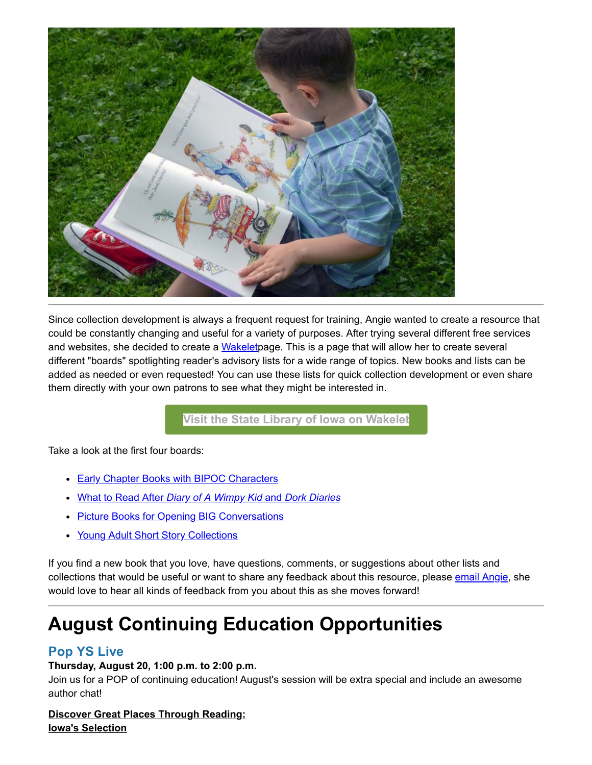Since collection development is always a frequent request for training, Angie wanted to create a resource that could be constantly changing and useful for a variety of purposes. After trying several different free services and websites, she decided to create a Wakeletpage. This is a page that will allow her to create several different "boards" spotlighting reader's advisory lists for a wide range of topics. New books and lists can be added as needed or even requested! You can use these lists for quick collection development or even share them directly with your own patrons to see what they might be interested in.

Visit the State Library of Iowa on Wakelet

Take a look at the first four boards:

- Early Chapter Books with BIPOC Characters
- What to Read After *Diary of A Wimpy Kid* and *Dork Diaries*
- Picture Books for Opening BIG Conversations
- Young Adult Short Story Collections

If you find a new book that you love, have questions, comments, or suggestions about other lists and collections that would be useful or want to share any feedback about this resource, please email Angie, she would love to hear all kinds of feedback from you about this as she moves forward!

# August Continuing Education Opportunities

## Pop YS Live

**Thursday, August 20, 1:00 p.m. to 2:00 p.m.**

Join us for a POP of continuing education! August's session will be extra special and include an awesome author chat!

**Discover Great Places Through Reading: Iowa's Selection**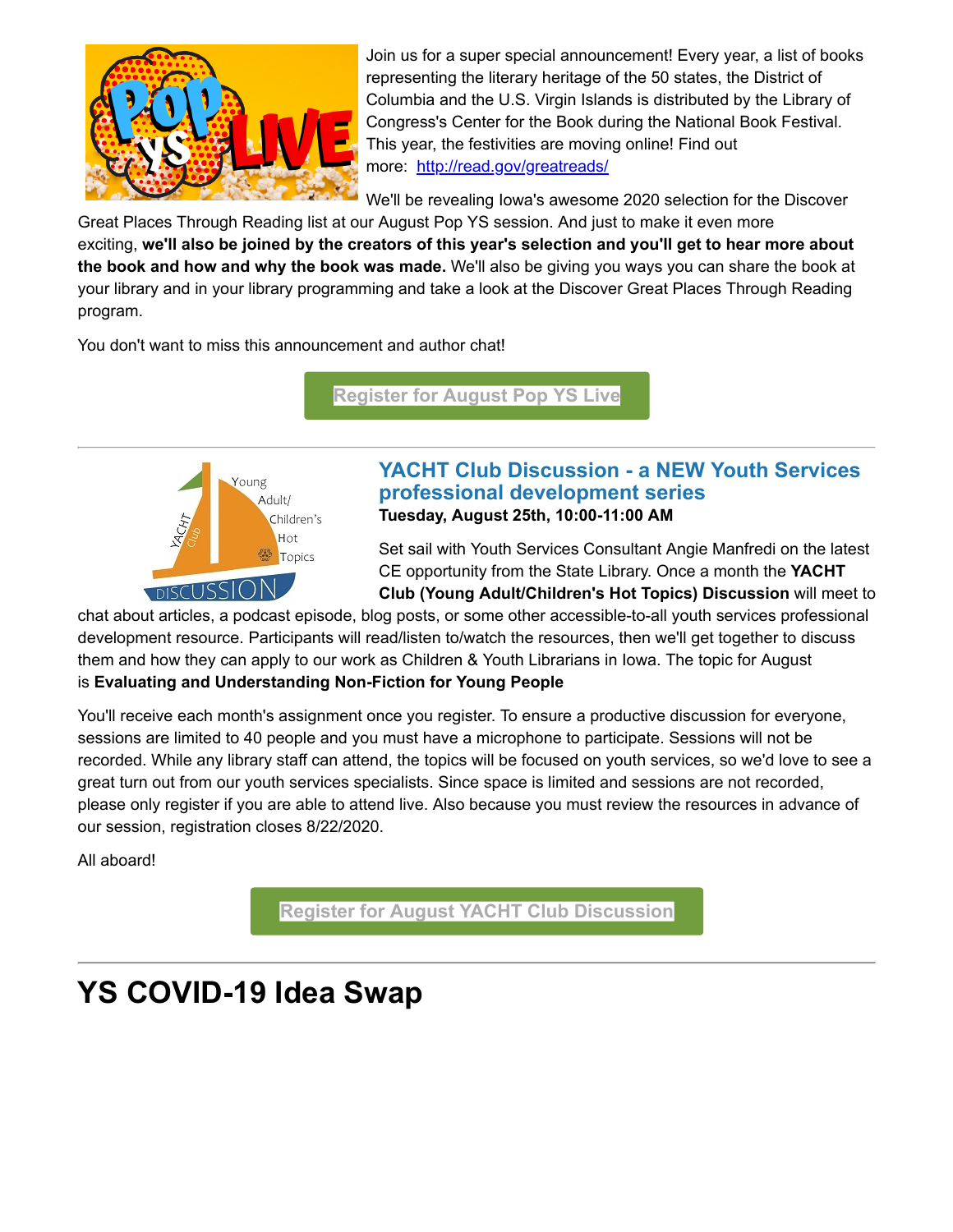Join us for a super special announcement! Every year, a list of books representing the literary heritage of the 50 states, the District of Columbia and the U.S. Virgin Islands is distributed by the Library of Congress's Center for the Book during the National Book Festival. This year, the festivities are moving online! Find out more: http://read.gov/greatreads/

We'll be revealing Iowa's awesome 2020 selection for the Discover Great Places Through Reading list at our August Pop YS session. And just to make it even more exciting, **we'll also be joined by the creators of this year's selection and you'll get to hear more about the book and how and why the book was made.** We'll also be giving you ways you can share the book at your library and in your library programming and take a look at the Discover Great Places Through Reading program.

You don't want to miss this announcement and author chat!

Register for August Pop YS Live

---

### YACHT Club Discussion - a NEW Youth Services professional development series

**Tuesday, August 25th, 10:00-11:00 AM**

Set sail with Youth Services Consultant Angie Manfredi on the latest CE opportunity from the State Library. Once a month the **YACHT Club (Young Adult/Children's Hot Topics) Discussion** will meet to chat about articles, a podcast episode, blog posts, or some other accessible-to-all youth services professional development resource. Participants will read/listen to/watch the resources, then we'll get together to discuss them and how they can apply to our work as Children & Youth Librarians in Iowa. The topic for August is **Evaluating and Understanding Non-Fiction for Young People**

You'll receive each month's assignment once you register. To ensure a productive discussion for everyone, sessions are limited to 40 people and you must have a microphone to participate. Sessions will not be recorded. While any library staff can attend, the topics will be focused on youth services, so we'd love to see a great turn out from our youth services specialists. Since space is limited and sessions are not recorded, please only register if you are able to attend live. Also because you must review the resources in advance of our session, registration closes 8/22/2020.

All aboard!

Register for August YACHT Club Discussion

---

# YS COVID-19 Idea Swap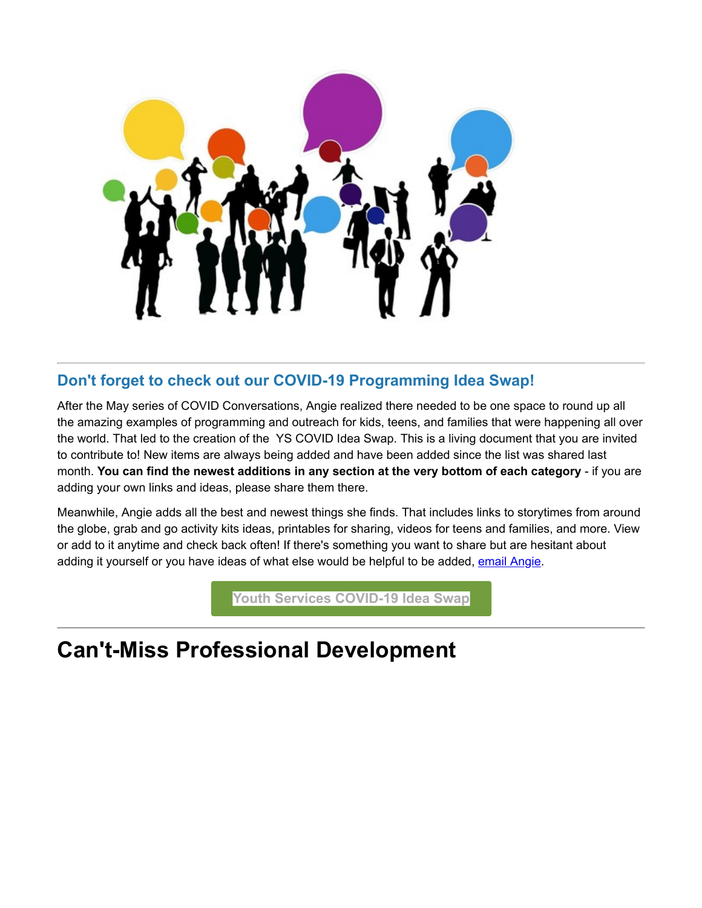## Don't forget to check out our COVID-19 Programming Idea Swap!

After the May series of COVID Conversations, Angie realized there needed to be one space to round up all the amazing examples of programming and outreach for kids, teens, and families that were happening all over the world. That led to the creation of the YS COVID Idea Swap. This is a living document that you are invited to contribute to! New items are always being added and have been added since the list was shared last month. **You can find the newest additions in any section at the very bottom of each category** - if you are adding your own links and ideas, please share them there.

Meanwhile, Angie adds all the best and newest things she finds. That includes links to storytimes from around the globe, grab and go activity kits ideas, printables for sharing, videos for teens and families, and more. View or add to it anytime and check back often! If there's something you want to share but are hesitant about adding it yourself or you have ideas of what else would be helpful to be added, email Angie.

Youth Services COVID-19 Idea Swap

# Can't-Miss Professional Development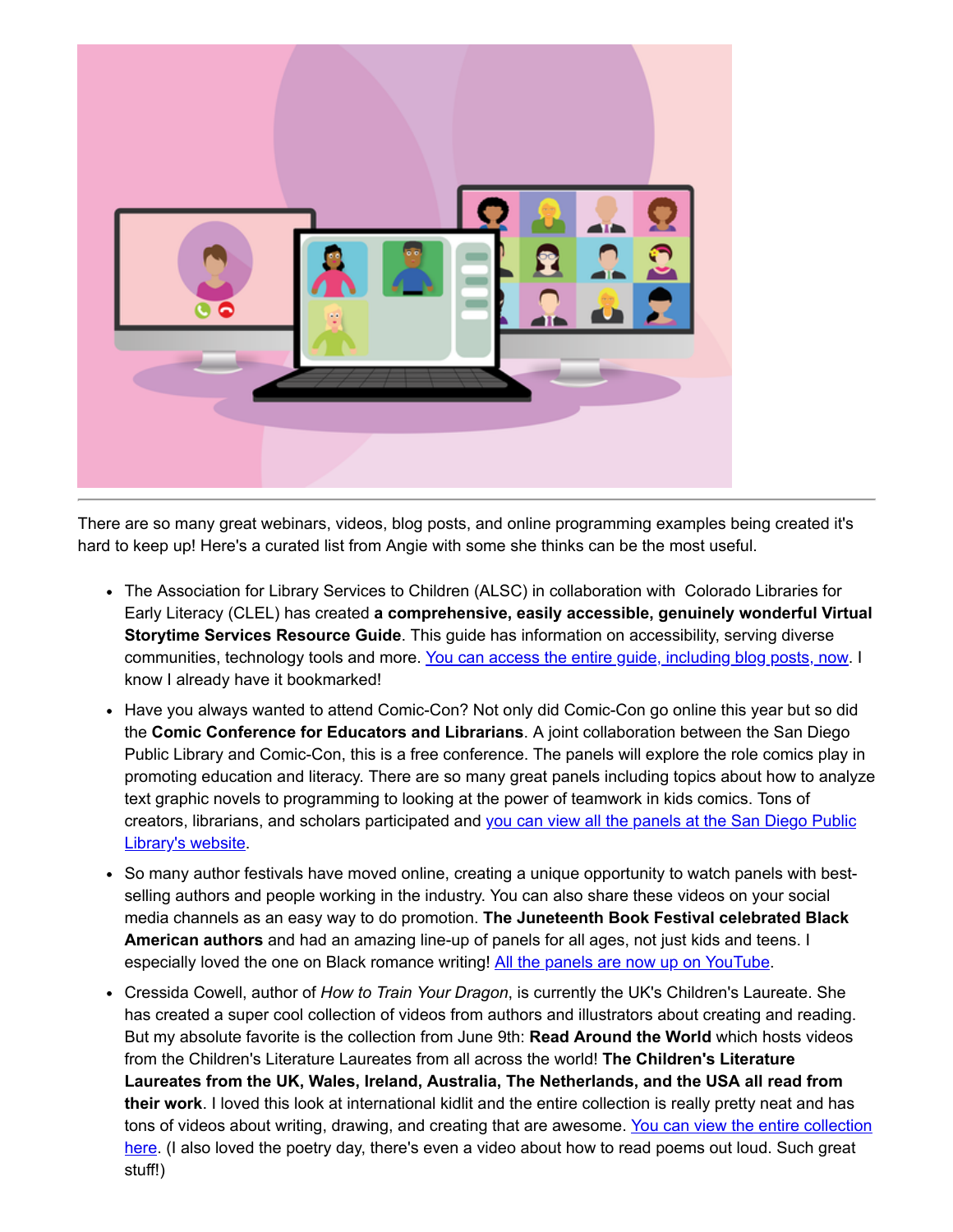There are so many great webinars, videos, blog posts, and online programming examples being created it's hard to keep up! Here's a curated list from Angie with some she thinks can be the most useful.

- The Association for Library Services to Children (ALSC) in collaboration with Colorado Libraries for Early Literacy (CLEL) has created **a comprehensive, easily accessible, genuinely wonderful Virtual Storytime Services Resource Guide**. This guide has information on accessibility, serving diverse communities, technology tools and more. [You can access the entire guide, including blog posts, now](). I know I already have it bookmarked!
- Have you always wanted to attend Comic-Con? Not only did Comic-Con go online this year but so did the **Comic Conference for Educators and Librarians**. A joint collaboration between the San Diego Public Library and Comic-Con, this is a free conference. The panels will explore the role comics play in promoting education and literacy. There are so many great panels including topics about how to analyze text graphic novels to programming to looking at the power of teamwork in kids comics. Tons of creators, librarians, and scholars participated and [you can view all the panels at the San Diego Public Library's website]().
- So many author festivals have moved online, creating a unique opportunity to watch panels with best-selling authors and people working in the industry. You can also share these videos on your social media channels as an easy way to do promotion. **The Juneteenth Book Festival celebrated Black American authors** and had an amazing line-up of panels for all ages, not just kids and teens. I especially loved the one on Black romance writing! [All the panels are now up on YouTube]().
- Cressida Cowell, author of *How to Train Your Dragon*, is currently the UK's Children's Laureate. She has created a super cool collection of videos from authors and illustrators about creating and reading. But my absolute favorite is the collection from June 9th: **Read Around the World** which hosts videos from the Children's Literature Laureates from all across the world! **The Children's Literature Laureates from the UK, Wales, Ireland, Australia, The Netherlands, and the USA all read from their work**. I loved this look at international kidlit and the entire collection is really pretty neat and has tons of videos about writing, drawing, and creating that are awesome. [You can view the entire collection here](). (I also loved the poetry day, there's even a video about how to read poems out loud. Such great stuff!)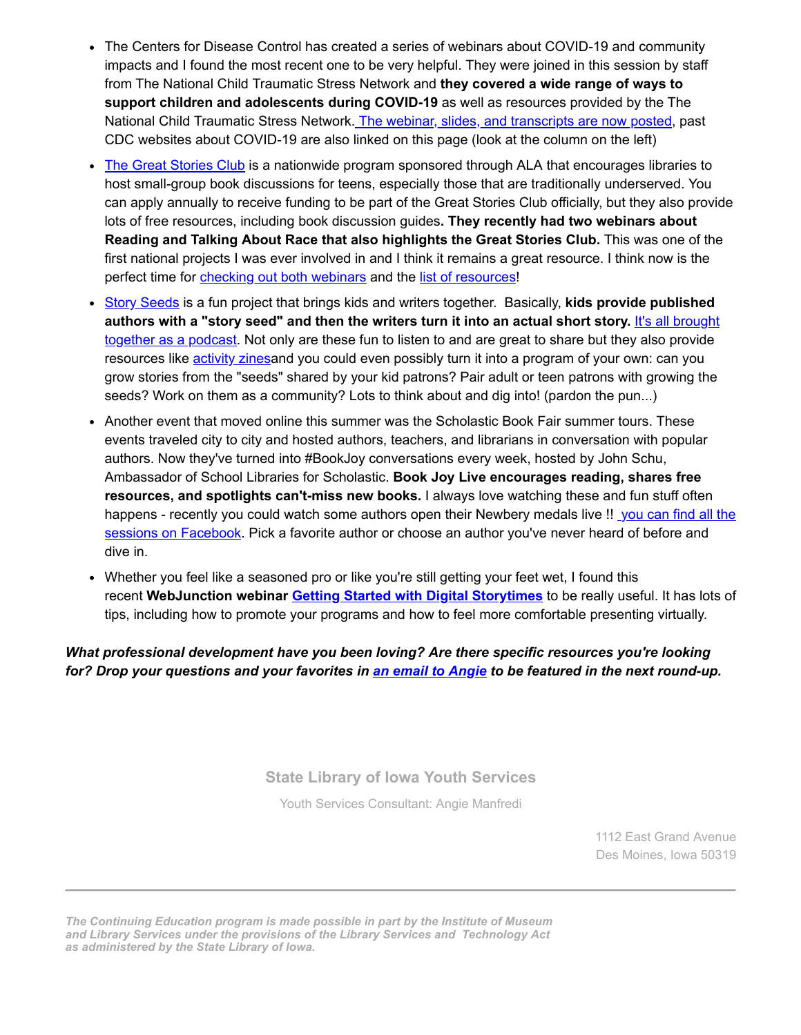- The Centers for Disease Control has created a series of webinars about COVID-19 and community impacts and I found the most recent one to be very helpful. They were joined in this session by staff from The National Child Traumatic Stress Network and **they covered a wide range of ways to support children and adolescents during COVID-19** as well as resources provided by the The National Child Traumatic Stress Network. The webinar, slides, and transcripts are now posted, past CDC websites about COVID-19 are also linked on this page (look at the column on the left)
- The Great Stories Club is a nationwide program sponsored through ALA that encourages libraries to host small-group book discussions for teens, especially those that are traditionally underserved. You can apply annually to receive funding to be part of the Great Stories Club officially, but they also provide lots of free resources, including book discussion guides**. They recently had two webinars about Reading and Talking About Race that also highlights the Great Stories Club.** This was one of the first national projects I was ever involved in and I think it remains a great resource. I think now is the perfect time for checking out both webinars and the list of resources!
- Story Seeds is a fun project that brings kids and writers together. Basically, **kids provide published authors with a "story seed" and then the writers turn it into an actual short story.** It's all brought together as a podcast. Not only are these fun to listen to and are great to share but they also provide resources like activity zinesand you could even possibly turn it into a program of your own: can you grow stories from the "seeds" shared by your kid patrons? Pair adult or teen patrons with growing the seeds? Work on them as a community? Lots to think about and dig into! (pardon the pun...)
- Another event that moved online this summer was the Scholastic Book Fair summer tours. These events traveled city to city and hosted authors, teachers, and librarians in conversation with popular authors. Now they've turned into #BookJoy conversations every week, hosted by John Schu, Ambassador of School Libraries for Scholastic. **Book Joy Live encourages reading, shares free resources, and spotlights can't-miss new books.** I always love watching these and fun stuff often happens - recently you could watch some authors open their Newbery medals live !! you can find all the sessions on Facebook. Pick a favorite author or choose an author you've never heard of before and dive in.
- Whether you feel like a seasoned pro or like you're still getting your feet wet, I found this recent **WebJunction webinar Getting Started with Digital Storytimes** to be really useful. It has lots of tips, including how to promote your programs and how to feel more comfortable presenting virtually.

***What professional development have you been loving? Are there specific resources you're looking for? Drop your questions and your favorites in an email to Angie to be featured in the next round-up.***

**State Library of Iowa Youth Services**

Youth Services Consultant: Angie Manfredi

1112 East Grand Avenue
Des Moines, Iowa 50319

---

***The Continuing Education program is made possible in part by the Institute of Museum and Library Services under the provisions of the Library Services and Technology Act as administered by the State Library of Iowa.***